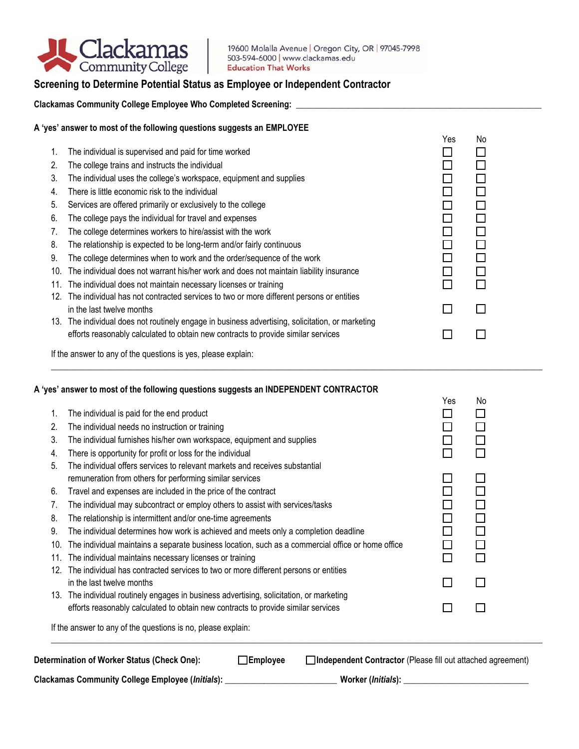Clackamas Community College

19600 Molalla Avenue | Oregon City, OR | 97045-7998
503-594-6000 | www.clackamas.edu
Education That Works

## Screening to Determine Potential Status as Employee or Independent Contractor

**Clackamas Community College Employee Who Completed Screening:** ______________________________

### A 'yes' answer to most of the following questions suggests an EMPLOYEE

| | | Yes | No |
|---|---|---|---|
| 1. | The individual is supervised and paid for time worked | ☐ | ☐ |
| 2. | The college trains and instructs the individual | ☐ | ☐ |
| 3. | The individual uses the college's workspace, equipment and supplies | ☐ | ☐ |
| 4. | There is little economic risk to the individual | ☐ | ☐ |
| 5. | Services are offered primarily or exclusively to the college | ☐ | ☐ |
| 6. | The college pays the individual for travel and expenses | ☐ | ☐ |
| 7. | The college determines workers to hire/assist with the work | ☐ | ☐ |
| 8. | The relationship is expected to be long-term and/or fairly continuous | ☐ | ☐ |
| 9. | The college determines when to work and the order/sequence of the work | ☐ | ☐ |
| 10. | The individual does not warrant his/her work and does not maintain liability insurance | ☐ | ☐ |
| 11. | The individual does not maintain necessary licenses or training | ☐ | ☐ |
| 12. | The individual has not contracted services to two or more different persons or entities in the last twelve months | ☐ | ☐ |
| 13. | The individual does not routinely engage in business advertising, solicitation, or marketing efforts reasonably calculated to obtain new contracts to provide similar services | ☐ | ☐ |

If the answer to any of the questions is yes, please explain:

______________________________________________________________________

### A 'yes' answer to most of the following questions suggests an INDEPENDENT CONTRACTOR

| | | Yes | No |
|---|---|---|---|
| 1. | The individual is paid for the end product | ☐ | ☐ |
| 2. | The individual needs no instruction or training | ☐ | ☐ |
| 3. | The individual furnishes his/her own workspace, equipment and supplies | ☐ | ☐ |
| 4. | There is opportunity for profit or loss for the individual | ☐ | ☐ |
| 5. | The individual offers services to relevant markets and receives substantial remuneration from others for performing similar services | ☐ | ☐ |
| 6. | Travel and expenses are included in the price of the contract | ☐ | ☐ |
| 7. | The individual may subcontract or employ others to assist with services/tasks | ☐ | ☐ |
| 8. | The relationship is intermittent and/or one-time agreements | ☐ | ☐ |
| 9. | The individual determines how work is achieved and meets only a completion deadline | ☐ | ☐ |
| 10. | The individual maintains a separate business location, such as a commercial office or home office | ☐ | ☐ |
| 11. | The individual maintains necessary licenses or training | ☐ | ☐ |
| 12. | The individual has contracted services to two or more different persons or entities in the last twelve months | ☐ | ☐ |
| 13. | The individual routinely engages in business advertising, solicitation, or marketing efforts reasonably calculated to obtain new contracts to provide similar services | ☐ | ☐ |

If the answer to any of the questions is no, please explain:

______________________________________________________________________

**Determination of Worker Status (Check One):** ☐**Employee** ☐**Independent Contractor** (Please fill out attached agreement)

**Clackamas Community College Employee (*Initials*):** ____________________ **Worker (*Initials*):** ____________________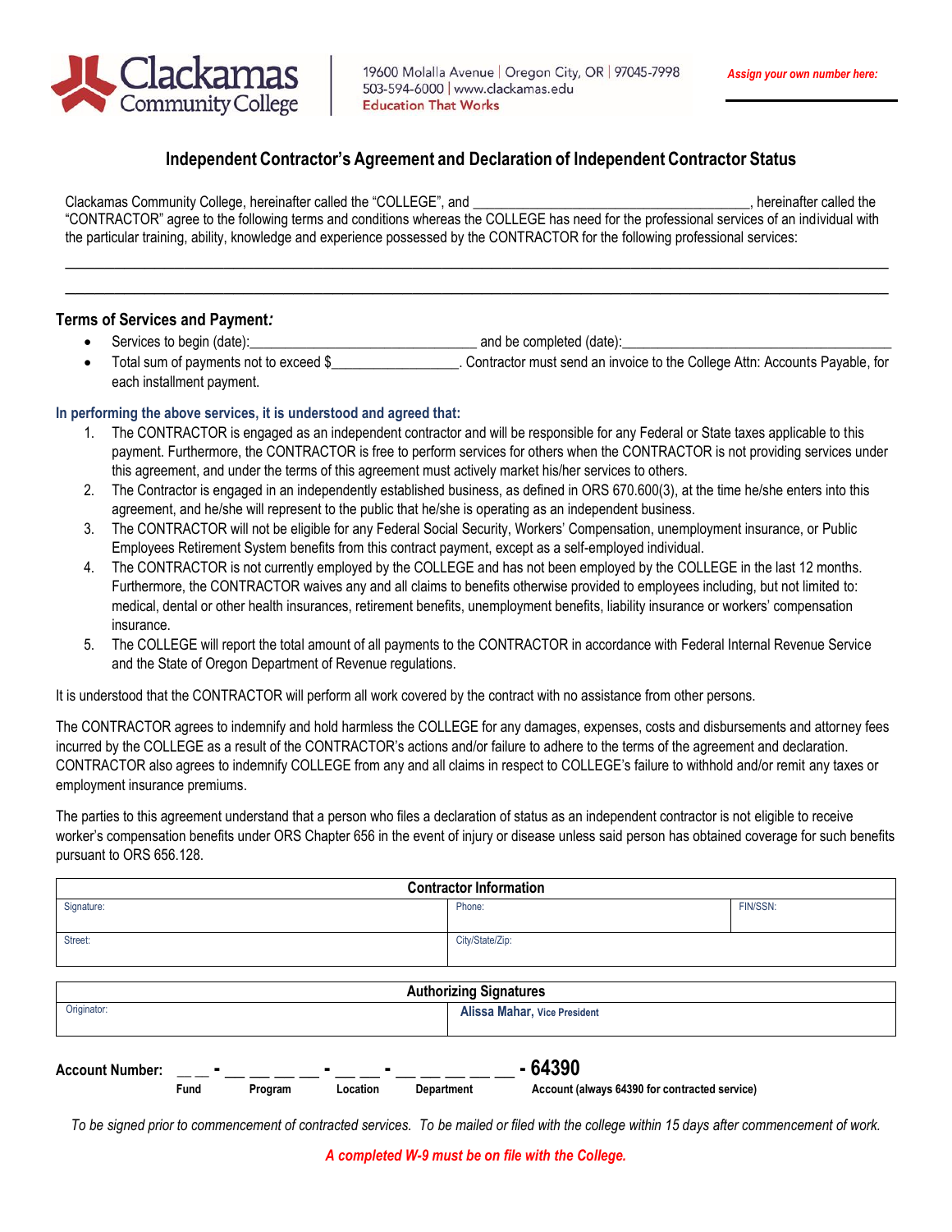Clackamas Community College

19600 Molalla Avenue | Oregon City, OR | 97045-7998
503-594-6000 | www.clackamas.edu
Education That Works

*Assign your own number here:* ______________

## Independent Contractor's Agreement and Declaration of Independent Contractor Status

Clackamas Community College, hereinafter called the "COLLEGE", and ______________________________________, hereinafter called the "CONTRACTOR" agree to the following terms and conditions whereas the COLLEGE has need for the professional services of an individual with the particular training, ability, knowledge and experience possessed by the CONTRACTOR for the following professional services:

________________________________________________________________________________

________________________________________________________________________________

### Terms of Services and Payment*:*

- Services to begin (date):_______________________________ and be completed (date):____________________________________
- Total sum of payments not to exceed $_________________. Contractor must send an invoice to the College Attn: Accounts Payable, for each installment payment.

**In performing the above services, it is understood and agreed that:**

1. The CONTRACTOR is engaged as an independent contractor and will be responsible for any Federal or State taxes applicable to this payment. Furthermore, the CONTRACTOR is free to perform services for others when the CONTRACTOR is not providing services under this agreement, and under the terms of this agreement must actively market his/her services to others.
2. The Contractor is engaged in an independently established business, as defined in ORS 670.600(3), at the time he/she enters into this agreement, and he/she will represent to the public that he/she is operating as an independent business.
3. The CONTRACTOR will not be eligible for any Federal Social Security, Workers' Compensation, unemployment insurance, or Public Employees Retirement System benefits from this contract payment, except as a self-employed individual.
4. The CONTRACTOR is not currently employed by the COLLEGE and has not been employed by the COLLEGE in the last 12 months. Furthermore, the CONTRACTOR waives any and all claims to benefits otherwise provided to employees including, but not limited to: medical, dental or other health insurances, retirement benefits, unemployment benefits, liability insurance or workers' compensation insurance.
5. The COLLEGE will report the total amount of all payments to the CONTRACTOR in accordance with Federal Internal Revenue Service and the State of Oregon Department of Revenue regulations.

It is understood that the CONTRACTOR will perform all work covered by the contract with no assistance from other persons.

The CONTRACTOR agrees to indemnify and hold harmless the COLLEGE for any damages, expenses, costs and disbursements and attorney fees incurred by the COLLEGE as a result of the CONTRACTOR's actions and/or failure to adhere to the terms of the agreement and declaration. CONTRACTOR also agrees to indemnify COLLEGE from any and all claims in respect to COLLEGE's failure to withhold and/or remit any taxes or employment insurance premiums.

The parties to this agreement understand that a person who files a declaration of status as an independent contractor is not eligible to receive worker's compensation benefits under ORS Chapter 656 in the event of injury or disease unless said person has obtained coverage for such benefits pursuant to ORS 656.128.

| Contractor Information | | |
|---|---|---|
| Signature: | Phone: | FIN/SSN: |
| Street: | City/State/Zip: | |

| Authorizing Signatures | |
|---|---|
| Originator: | **Alissa Mahar, Vice President** |

**Account Number:** _ _ - _ _ _ _ _ - _ _ _ - _ _ _ _ _ _ **- 64390**

| Fund | Program | Location | Department | Account (always 64390 for contracted service) |
|---|---|---|---|---|

*To be signed prior to commencement of contracted services. To be mailed or filed with the college within 15 days after commencement of work.*

***A completed W-9 must be on file with the College.***